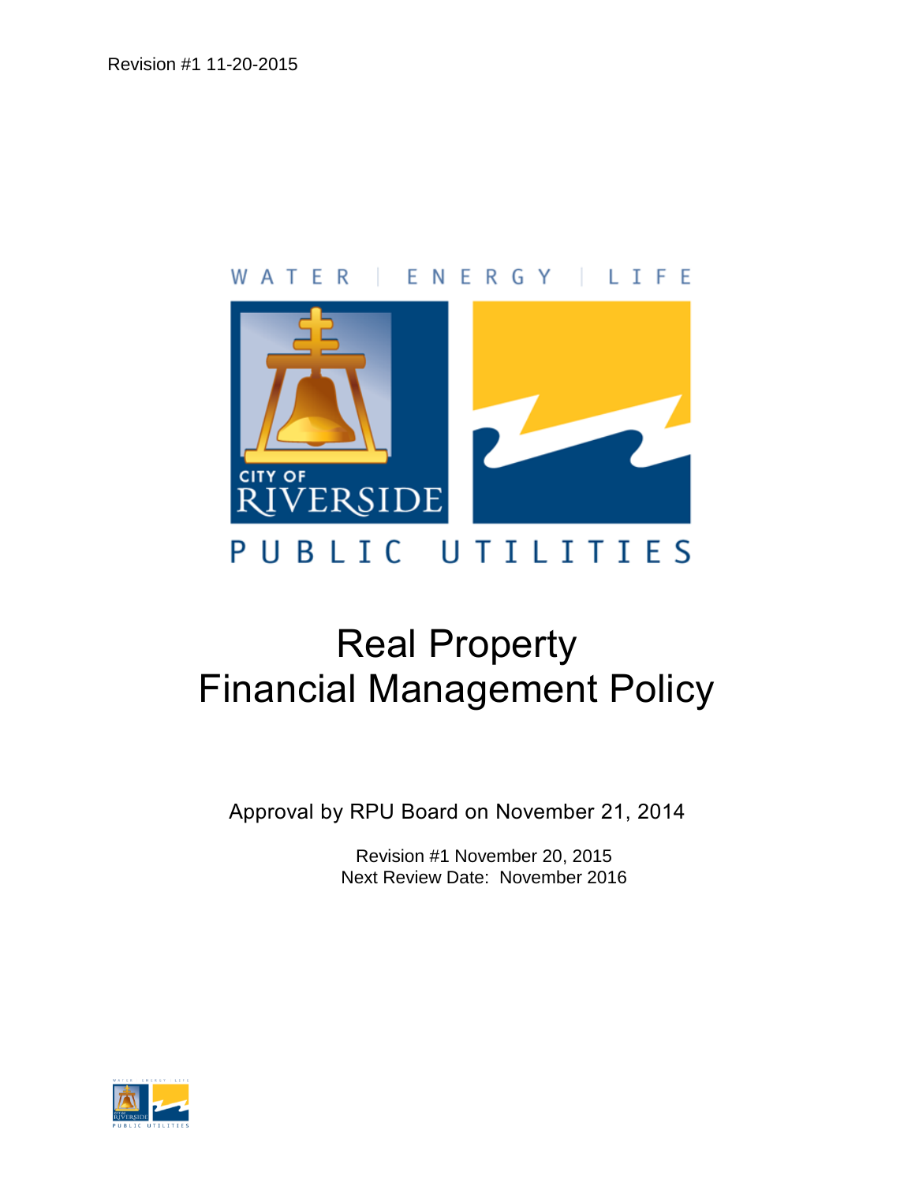Revision #1 11-20-2015

# Real Property Financial Management Policy

Approval by RPU Board on November 21, 2014

Revision #1 November 20, 2015
Next Review Date: November 2016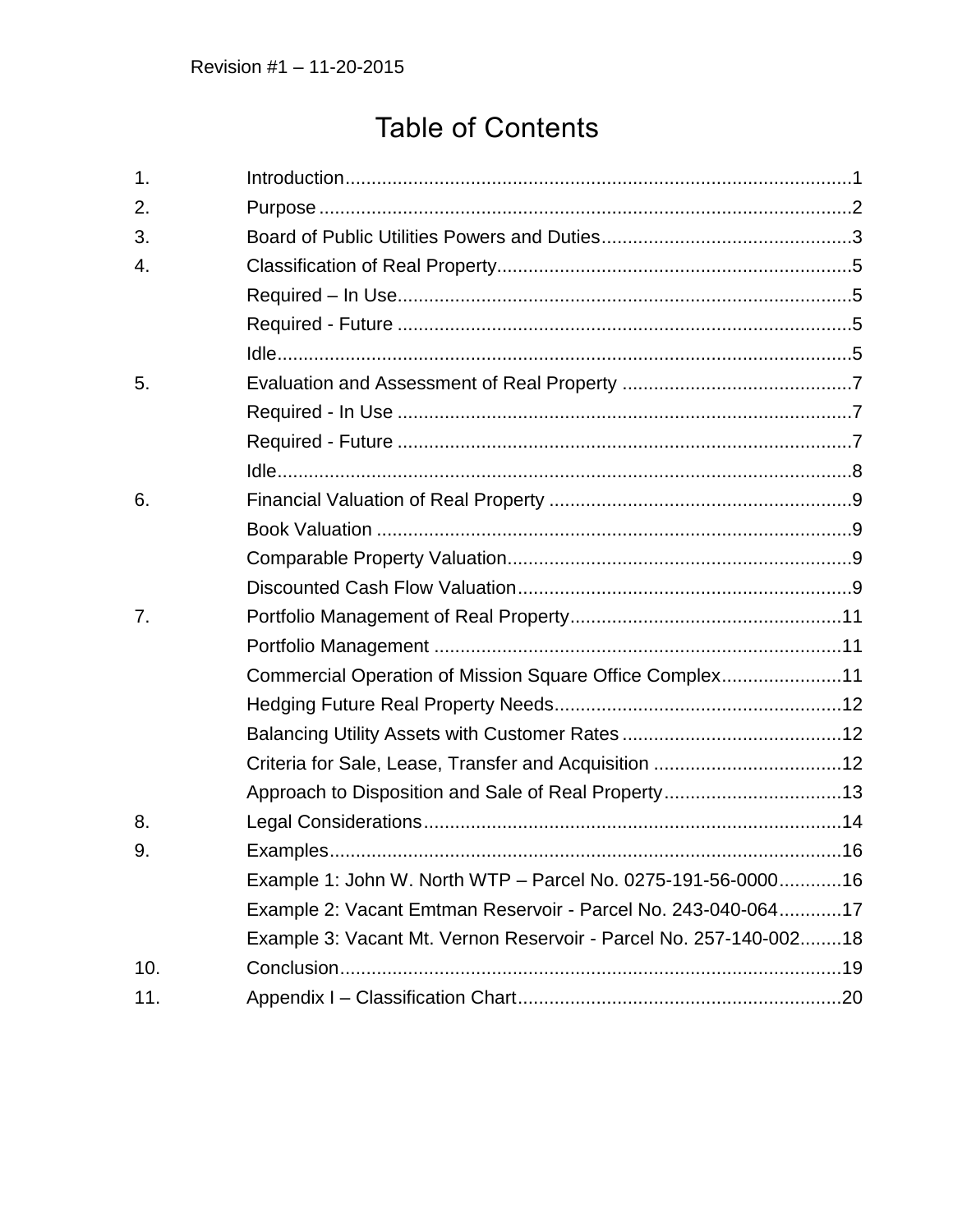Revision #1 – 11-20-2015

# Table of Contents

1. Introduction ........ 1
2. Purpose ........ 2
3. Board of Public Utilities Powers and Duties ........ 3
4. Classification of Real Property ........ 5
   - Required – In Use ........ 5
   - Required - Future ........ 5
   - Idle ........ 5
5. Evaluation and Assessment of Real Property ........ 7
   - Required - In Use ........ 7
   - Required - Future ........ 7
   - Idle ........ 8
6. Financial Valuation of Real Property ........ 9
   - Book Valuation ........ 9
   - Comparable Property Valuation ........ 9
   - Discounted Cash Flow Valuation ........ 9
7. Portfolio Management of Real Property ........ 11
   - Portfolio Management ........ 11
   - Commercial Operation of Mission Square Office Complex ........ 11
   - Hedging Future Real Property Needs ........ 12
   - Balancing Utility Assets with Customer Rates ........ 12
   - Criteria for Sale, Lease, Transfer and Acquisition ........ 12
   - Approach to Disposition and Sale of Real Property ........ 13
8. Legal Considerations ........ 14
9. Examples ........ 16
   - Example 1: John W. North WTP – Parcel No. 0275-191-56-0000 ........ 16
   - Example 2: Vacant Emtman Reservoir - Parcel No. 243-040-064 ........ 17
   - Example 3: Vacant Mt. Vernon Reservoir - Parcel No. 257-140-002 ........ 18
10. Conclusion ........ 19
11. Appendix I – Classification Chart ........ 20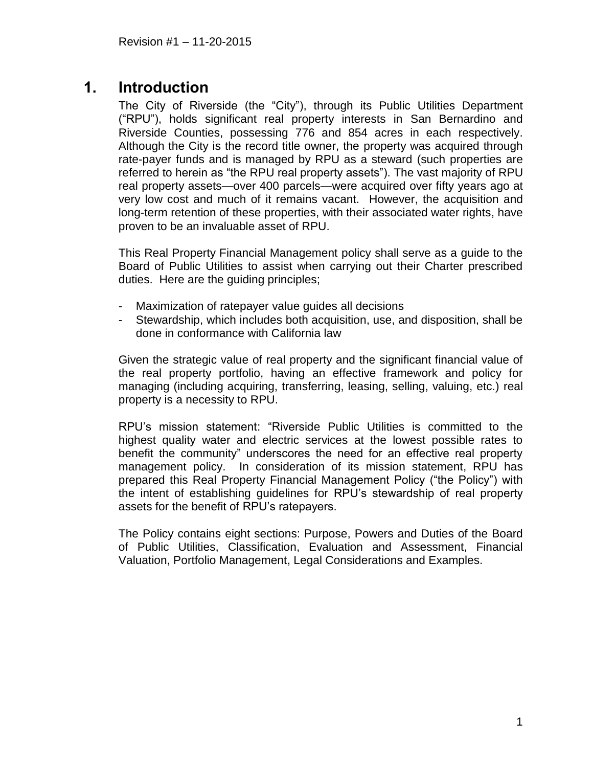# 1. Introduction

The City of Riverside (the "City"), through its Public Utilities Department ("RPU"), holds significant real property interests in San Bernardino and Riverside Counties, possessing 776 and 854 acres in each respectively. Although the City is the record title owner, the property was acquired through rate-payer funds and is managed by RPU as a steward (such properties are referred to herein as "the RPU real property assets"). The vast majority of RPU real property assets—over 400 parcels—were acquired over fifty years ago at very low cost and much of it remains vacant. However, the acquisition and long-term retention of these properties, with their associated water rights, have proven to be an invaluable asset of RPU.

This Real Property Financial Management policy shall serve as a guide to the Board of Public Utilities to assist when carrying out their Charter prescribed duties. Here are the guiding principles;

- Maximization of ratepayer value guides all decisions
- Stewardship, which includes both acquisition, use, and disposition, shall be done in conformance with California law

Given the strategic value of real property and the significant financial value of the real property portfolio, having an effective framework and policy for managing (including acquiring, transferring, leasing, selling, valuing, etc.) real property is a necessity to RPU.

RPU's mission statement: "Riverside Public Utilities is committed to the highest quality water and electric services at the lowest possible rates to benefit the community" underscores the need for an effective real property management policy. In consideration of its mission statement, RPU has prepared this Real Property Financial Management Policy ("the Policy") with the intent of establishing guidelines for RPU's stewardship of real property assets for the benefit of RPU's ratepayers.

The Policy contains eight sections: Purpose, Powers and Duties of the Board of Public Utilities, Classification, Evaluation and Assessment, Financial Valuation, Portfolio Management, Legal Considerations and Examples.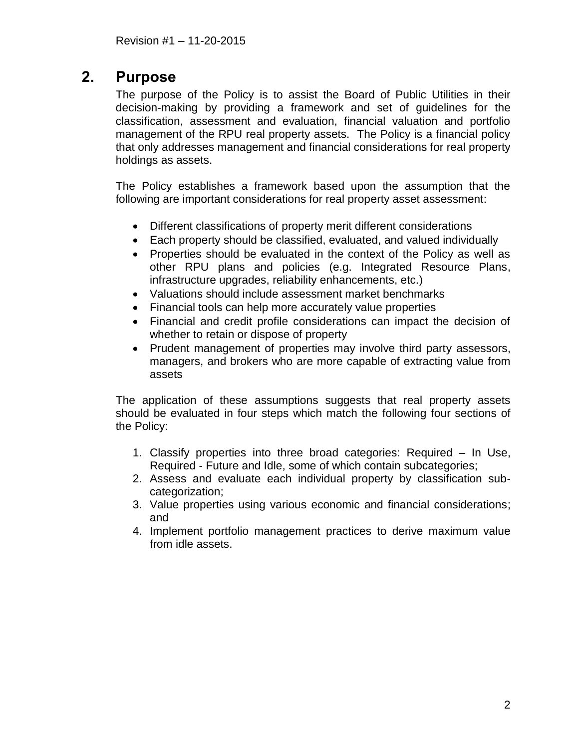## 2. Purpose

The purpose of the Policy is to assist the Board of Public Utilities in their decision-making by providing a framework and set of guidelines for the classification, assessment and evaluation, financial valuation and portfolio management of the RPU real property assets. The Policy is a financial policy that only addresses management and financial considerations for real property holdings as assets.

The Policy establishes a framework based upon the assumption that the following are important considerations for real property asset assessment:

- Different classifications of property merit different considerations
- Each property should be classified, evaluated, and valued individually
- Properties should be evaluated in the context of the Policy as well as other RPU plans and policies (e.g. Integrated Resource Plans, infrastructure upgrades, reliability enhancements, etc.)
- Valuations should include assessment market benchmarks
- Financial tools can help more accurately value properties
- Financial and credit profile considerations can impact the decision of whether to retain or dispose of property
- Prudent management of properties may involve third party assessors, managers, and brokers who are more capable of extracting value from assets

The application of these assumptions suggests that real property assets should be evaluated in four steps which match the following four sections of the Policy:

1. Classify properties into three broad categories: Required – In Use, Required - Future and Idle, some of which contain subcategories;
2. Assess and evaluate each individual property by classification sub-categorization;
3. Value properties using various economic and financial considerations; and
4. Implement portfolio management practices to derive maximum value from idle assets.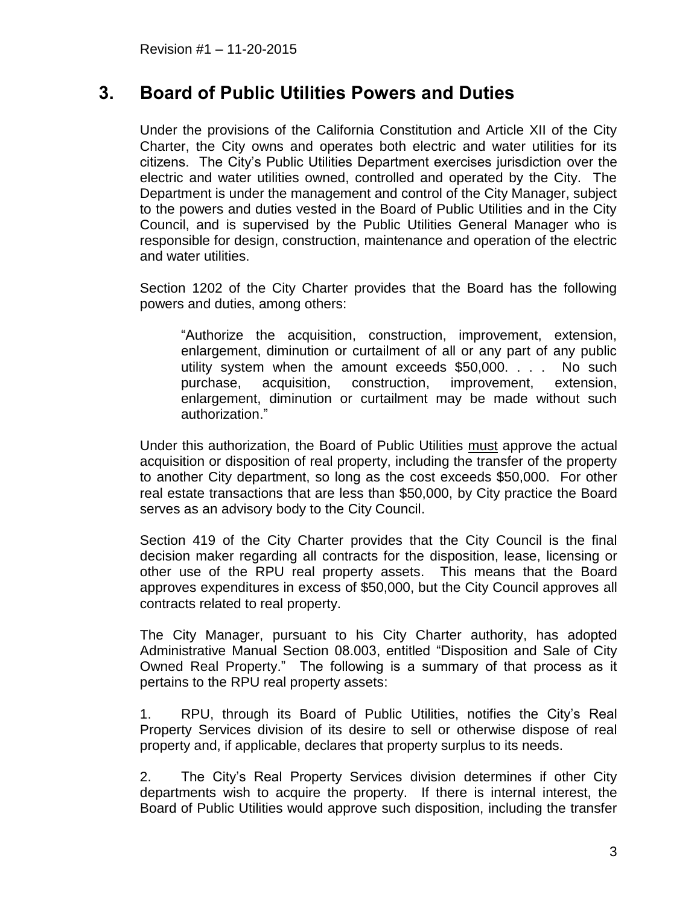Revision #1 – 11-20-2015

## 3. Board of Public Utilities Powers and Duties

Under the provisions of the California Constitution and Article XII of the City Charter, the City owns and operates both electric and water utilities for its citizens. The City's Public Utilities Department exercises jurisdiction over the electric and water utilities owned, controlled and operated by the City. The Department is under the management and control of the City Manager, subject to the powers and duties vested in the Board of Public Utilities and in the City Council, and is supervised by the Public Utilities General Manager who is responsible for design, construction, maintenance and operation of the electric and water utilities.

Section 1202 of the City Charter provides that the Board has the following powers and duties, among others:

> "Authorize the acquisition, construction, improvement, extension, enlargement, diminution or curtailment of all or any part of any public utility system when the amount exceeds $50,000. . . . No such purchase, acquisition, construction, improvement, extension, enlargement, diminution or curtailment may be made without such authorization."

Under this authorization, the Board of Public Utilities <u>must</u> approve the actual acquisition or disposition of real property, including the transfer of the property to another City department, so long as the cost exceeds $50,000. For other real estate transactions that are less than $50,000, by City practice the Board serves as an advisory body to the City Council.

Section 419 of the City Charter provides that the City Council is the final decision maker regarding all contracts for the disposition, lease, licensing or other use of the RPU real property assets. This means that the Board approves expenditures in excess of $50,000, but the City Council approves all contracts related to real property.

The City Manager, pursuant to his City Charter authority, has adopted Administrative Manual Section 08.003, entitled "Disposition and Sale of City Owned Real Property." The following is a summary of that process as it pertains to the RPU real property assets:

1. RPU, through its Board of Public Utilities, notifies the City's Real Property Services division of its desire to sell or otherwise dispose of real property and, if applicable, declares that property surplus to its needs.

2. The City's Real Property Services division determines if other City departments wish to acquire the property. If there is internal interest, the Board of Public Utilities would approve such disposition, including the transfer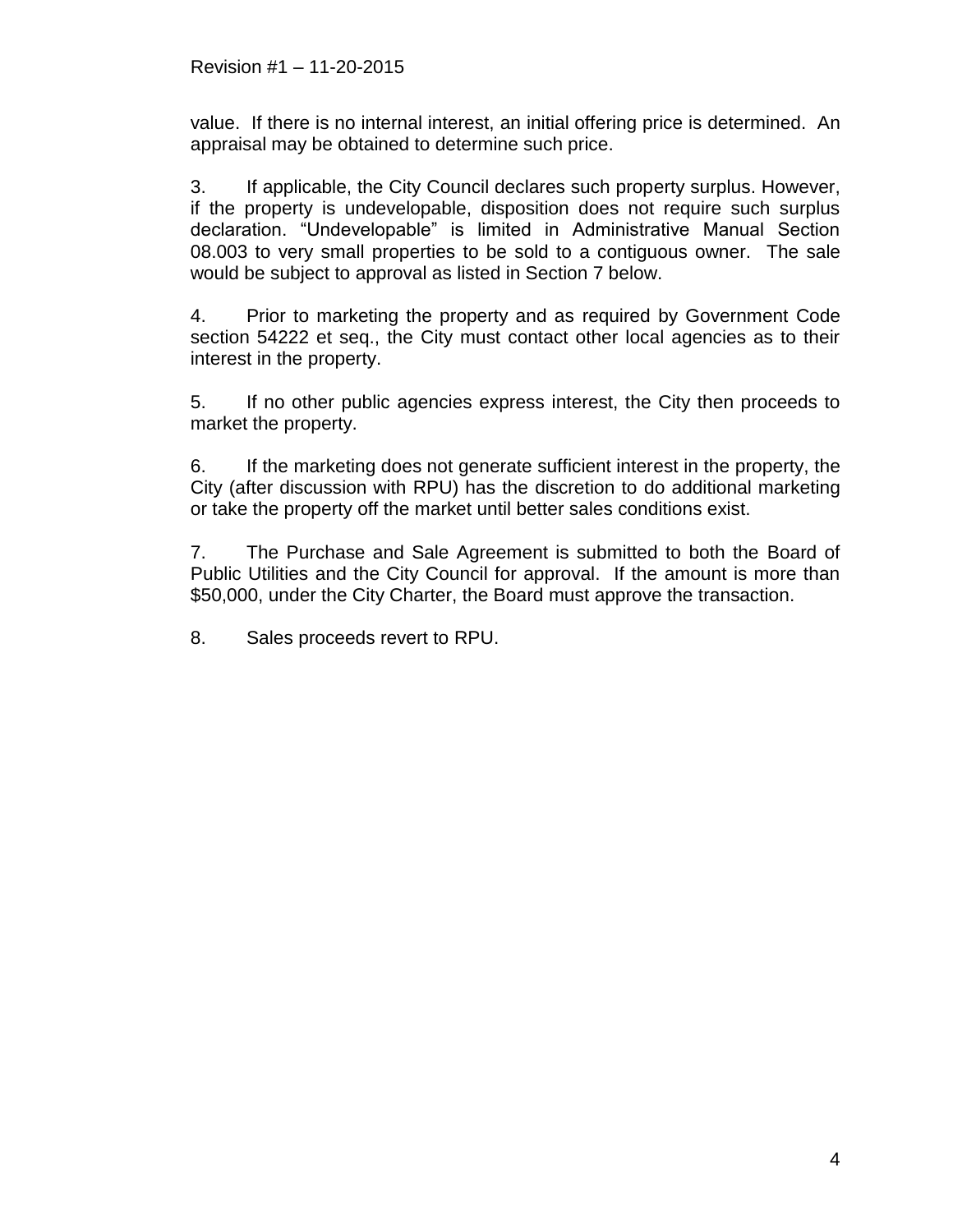value. If there is no internal interest, an initial offering price is determined. An appraisal may be obtained to determine such price.

3. If applicable, the City Council declares such property surplus. However, if the property is undevelopable, disposition does not require such surplus declaration. "Undevelopable" is limited in Administrative Manual Section 08.003 to very small properties to be sold to a contiguous owner. The sale would be subject to approval as listed in Section 7 below.

4. Prior to marketing the property and as required by Government Code section 54222 et seq., the City must contact other local agencies as to their interest in the property.

5. If no other public agencies express interest, the City then proceeds to market the property.

6. If the marketing does not generate sufficient interest in the property, the City (after discussion with RPU) has the discretion to do additional marketing or take the property off the market until better sales conditions exist.

7. The Purchase and Sale Agreement is submitted to both the Board of Public Utilities and the City Council for approval. If the amount is more than $50,000, under the City Charter, the Board must approve the transaction.

8. Sales proceeds revert to RPU.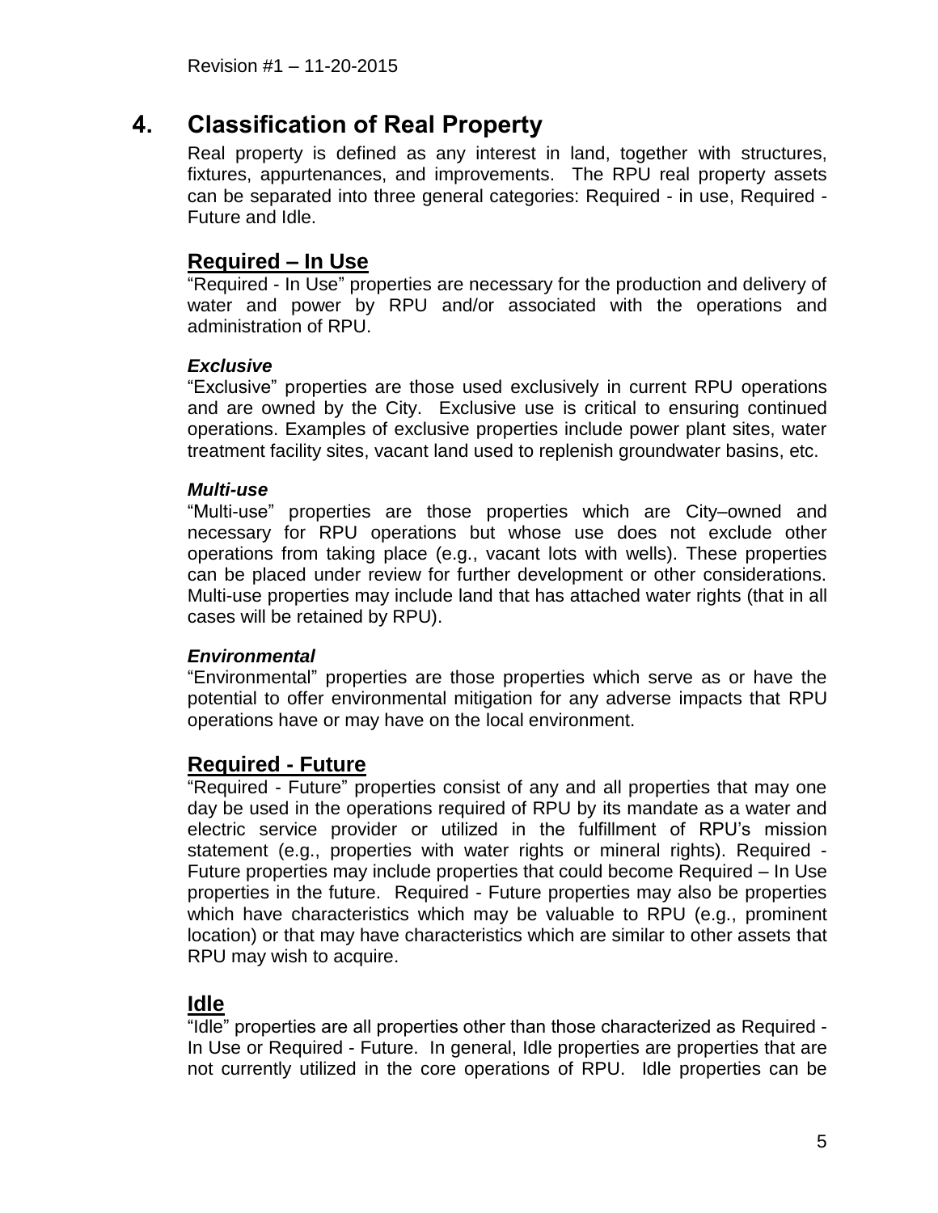# 4. Classification of Real Property

Real property is defined as any interest in land, together with structures, fixtures, appurtenances, and improvements. The RPU real property assets can be separated into three general categories: Required - in use, Required - Future and Idle.

## Required – In Use

"Required - In Use" properties are necessary for the production and delivery of water and power by RPU and/or associated with the operations and administration of RPU.

### *Exclusive*

"Exclusive" properties are those used exclusively in current RPU operations and are owned by the City. Exclusive use is critical to ensuring continued operations. Examples of exclusive properties include power plant sites, water treatment facility sites, vacant land used to replenish groundwater basins, etc.

### *Multi-use*

"Multi-use" properties are those properties which are City–owned and necessary for RPU operations but whose use does not exclude other operations from taking place (e.g., vacant lots with wells). These properties can be placed under review for further development or other considerations. Multi-use properties may include land that has attached water rights (that in all cases will be retained by RPU).

### *Environmental*

"Environmental" properties are those properties which serve as or have the potential to offer environmental mitigation for any adverse impacts that RPU operations have or may have on the local environment.

## Required - Future

"Required - Future" properties consist of any and all properties that may one day be used in the operations required of RPU by its mandate as a water and electric service provider or utilized in the fulfillment of RPU's mission statement (e.g., properties with water rights or mineral rights). Required - Future properties may include properties that could become Required – In Use properties in the future. Required - Future properties may also be properties which have characteristics which may be valuable to RPU (e.g., prominent location) or that may have characteristics which are similar to other assets that RPU may wish to acquire.

## Idle

"Idle" properties are all properties other than those characterized as Required - In Use or Required - Future. In general, Idle properties are properties that are not currently utilized in the core operations of RPU. Idle properties can be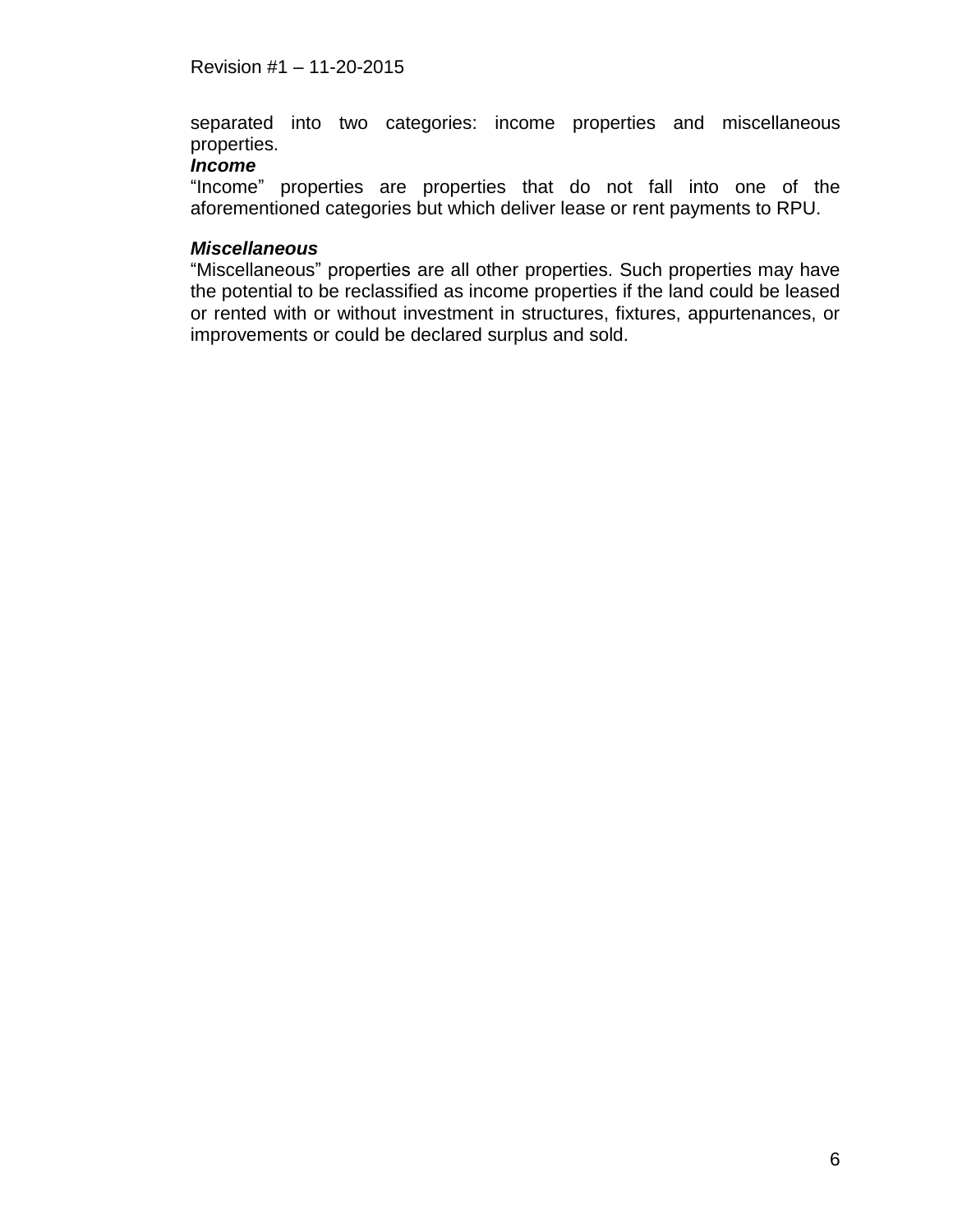separated into two categories: income properties and miscellaneous properties.

***Income***

"Income" properties are properties that do not fall into one of the aforementioned categories but which deliver lease or rent payments to RPU.

***Miscellaneous***

"Miscellaneous" properties are all other properties. Such properties may have the potential to be reclassified as income properties if the land could be leased or rented with or without investment in structures, fixtures, appurtenances, or improvements or could be declared surplus and sold.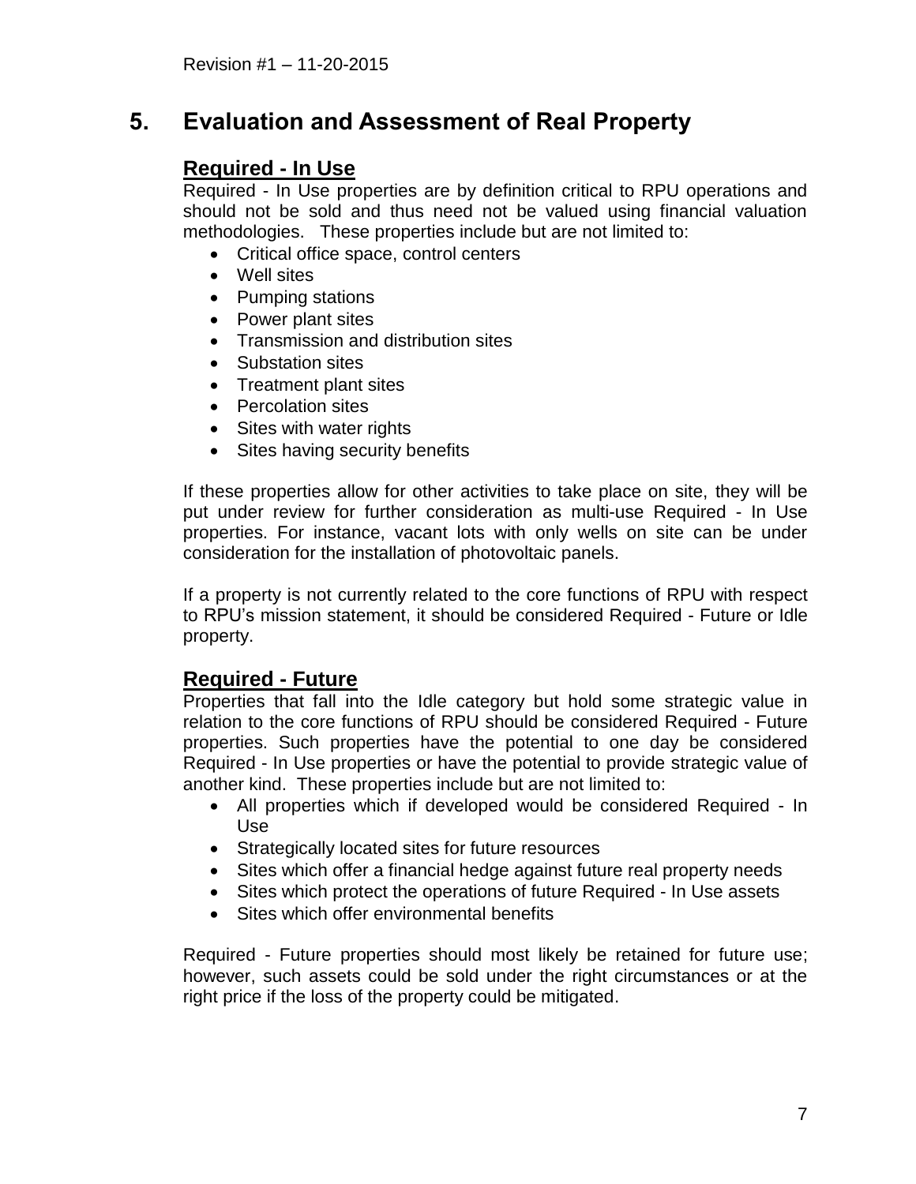# 5. Evaluation and Assessment of Real Property

## Required - In Use

Required - In Use properties are by definition critical to RPU operations and should not be sold and thus need not be valued using financial valuation methodologies. These properties include but are not limited to:

- Critical office space, control centers
- Well sites
- Pumping stations
- Power plant sites
- Transmission and distribution sites
- Substation sites
- Treatment plant sites
- Percolation sites
- Sites with water rights
- Sites having security benefits

If these properties allow for other activities to take place on site, they will be put under review for further consideration as multi-use Required - In Use properties. For instance, vacant lots with only wells on site can be under consideration for the installation of photovoltaic panels.

If a property is not currently related to the core functions of RPU with respect to RPU's mission statement, it should be considered Required - Future or Idle property.

## Required - Future

Properties that fall into the Idle category but hold some strategic value in relation to the core functions of RPU should be considered Required - Future properties. Such properties have the potential to one day be considered Required - In Use properties or have the potential to provide strategic value of another kind. These properties include but are not limited to:

- All properties which if developed would be considered Required - In Use
- Strategically located sites for future resources
- Sites which offer a financial hedge against future real property needs
- Sites which protect the operations of future Required - In Use assets
- Sites which offer environmental benefits

Required - Future properties should most likely be retained for future use; however, such assets could be sold under the right circumstances or at the right price if the loss of the property could be mitigated.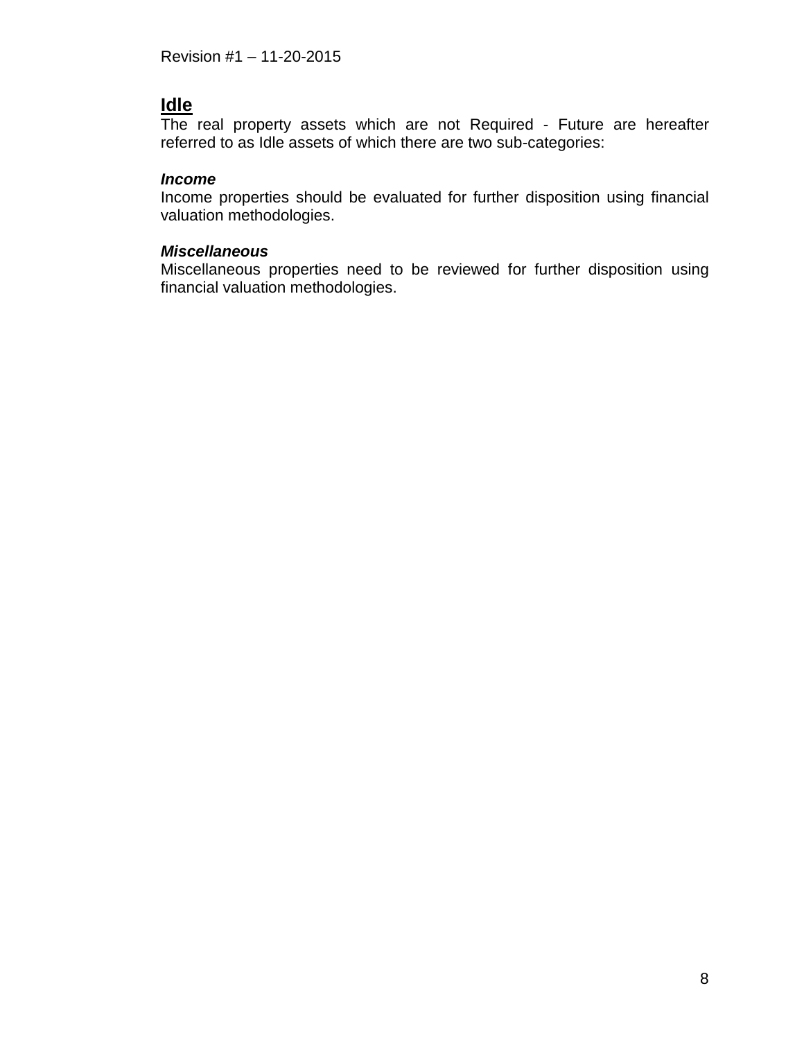## Idle

The real property assets which are not Required - Future are hereafter referred to as Idle assets of which there are two sub-categories:

***Income***

Income properties should be evaluated for further disposition using financial valuation methodologies.

***Miscellaneous***

Miscellaneous properties need to be reviewed for further disposition using financial valuation methodologies.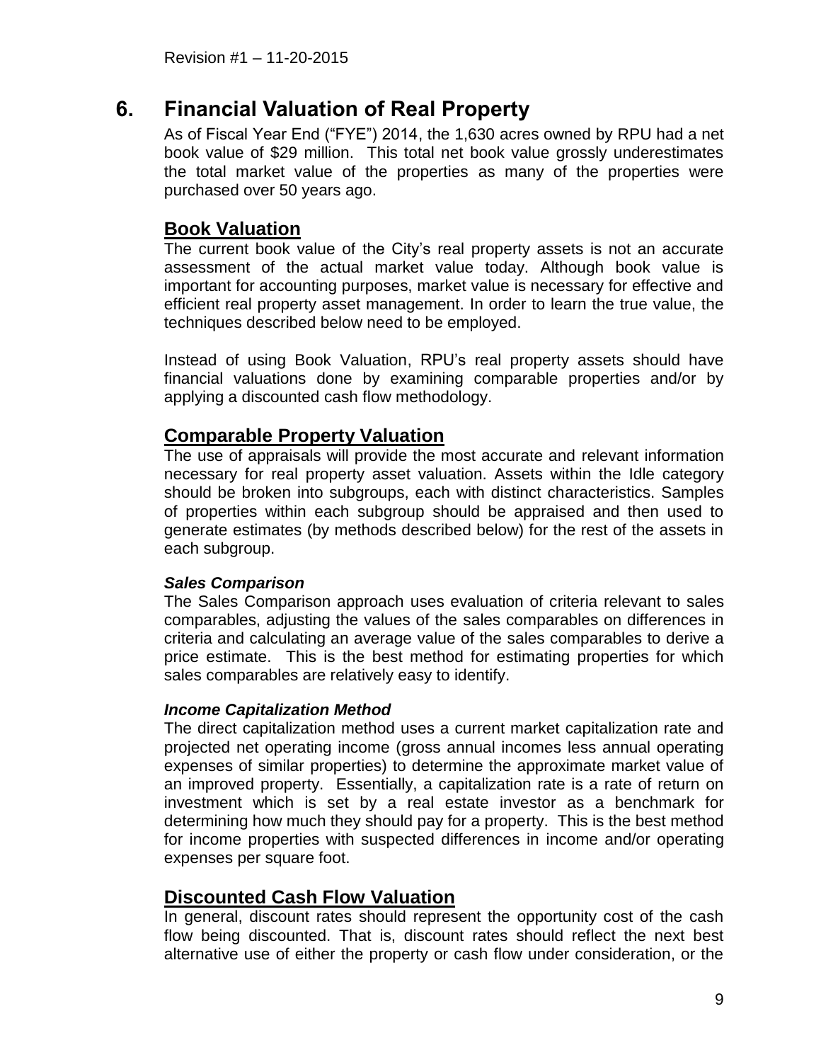# 6. Financial Valuation of Real Property

As of Fiscal Year End ("FYE") 2014, the 1,630 acres owned by RPU had a net book value of $29 million. This total net book value grossly underestimates the total market value of the properties as many of the properties were purchased over 50 years ago.

## Book Valuation

The current book value of the City's real property assets is not an accurate assessment of the actual market value today. Although book value is important for accounting purposes, market value is necessary for effective and efficient real property asset management. In order to learn the true value, the techniques described below need to be employed.

Instead of using Book Valuation, RPU's real property assets should have financial valuations done by examining comparable properties and/or by applying a discounted cash flow methodology.

## Comparable Property Valuation

The use of appraisals will provide the most accurate and relevant information necessary for real property asset valuation. Assets within the Idle category should be broken into subgroups, each with distinct characteristics. Samples of properties within each subgroup should be appraised and then used to generate estimates (by methods described below) for the rest of the assets in each subgroup.

### *Sales Comparison*

The Sales Comparison approach uses evaluation of criteria relevant to sales comparables, adjusting the values of the sales comparables on differences in criteria and calculating an average value of the sales comparables to derive a price estimate. This is the best method for estimating properties for which sales comparables are relatively easy to identify.

### *Income Capitalization Method*

The direct capitalization method uses a current market capitalization rate and projected net operating income (gross annual incomes less annual operating expenses of similar properties) to determine the approximate market value of an improved property. Essentially, a capitalization rate is a rate of return on investment which is set by a real estate investor as a benchmark for determining how much they should pay for a property. This is the best method for income properties with suspected differences in income and/or operating expenses per square foot.

## Discounted Cash Flow Valuation

In general, discount rates should represent the opportunity cost of the cash flow being discounted. That is, discount rates should reflect the next best alternative use of either the property or cash flow under consideration, or the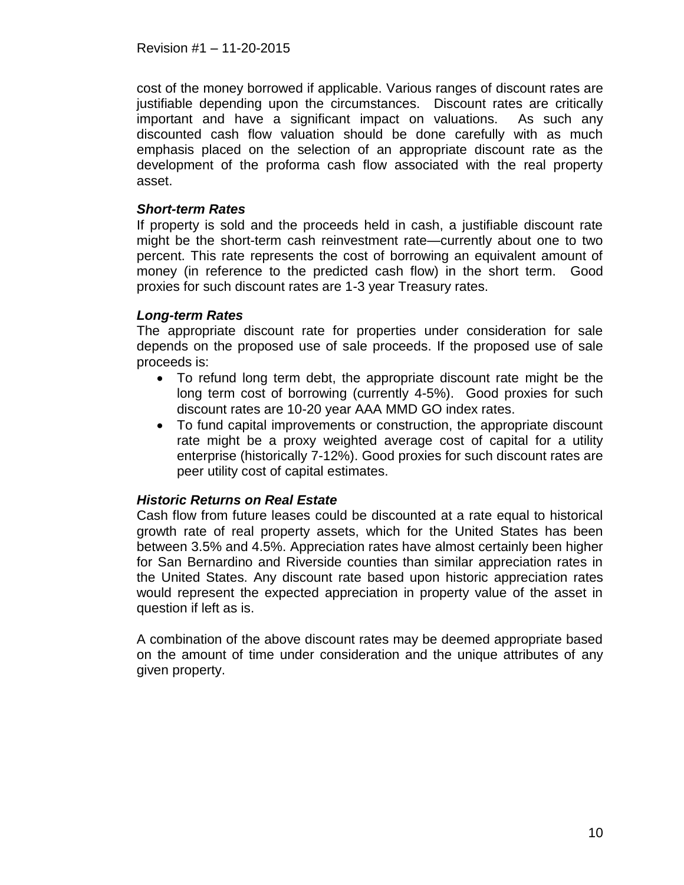cost of the money borrowed if applicable. Various ranges of discount rates are justifiable depending upon the circumstances. Discount rates are critically important and have a significant impact on valuations. As such any discounted cash flow valuation should be done carefully with as much emphasis placed on the selection of an appropriate discount rate as the development of the proforma cash flow associated with the real property asset.

***Short-term Rates***

If property is sold and the proceeds held in cash, a justifiable discount rate might be the short-term cash reinvestment rate—currently about one to two percent. This rate represents the cost of borrowing an equivalent amount of money (in reference to the predicted cash flow) in the short term. Good proxies for such discount rates are 1-3 year Treasury rates.

***Long-term Rates***

The appropriate discount rate for properties under consideration for sale depends on the proposed use of sale proceeds. If the proposed use of sale proceeds is:

- To refund long term debt, the appropriate discount rate might be the long term cost of borrowing (currently 4-5%). Good proxies for such discount rates are 10-20 year AAA MMD GO index rates.
- To fund capital improvements or construction, the appropriate discount rate might be a proxy weighted average cost of capital for a utility enterprise (historically 7-12%). Good proxies for such discount rates are peer utility cost of capital estimates.

***Historic Returns on Real Estate***

Cash flow from future leases could be discounted at a rate equal to historical growth rate of real property assets, which for the United States has been between 3.5% and 4.5%. Appreciation rates have almost certainly been higher for San Bernardino and Riverside counties than similar appreciation rates in the United States. Any discount rate based upon historic appreciation rates would represent the expected appreciation in property value of the asset in question if left as is.

A combination of the above discount rates may be deemed appropriate based on the amount of time under consideration and the unique attributes of any given property.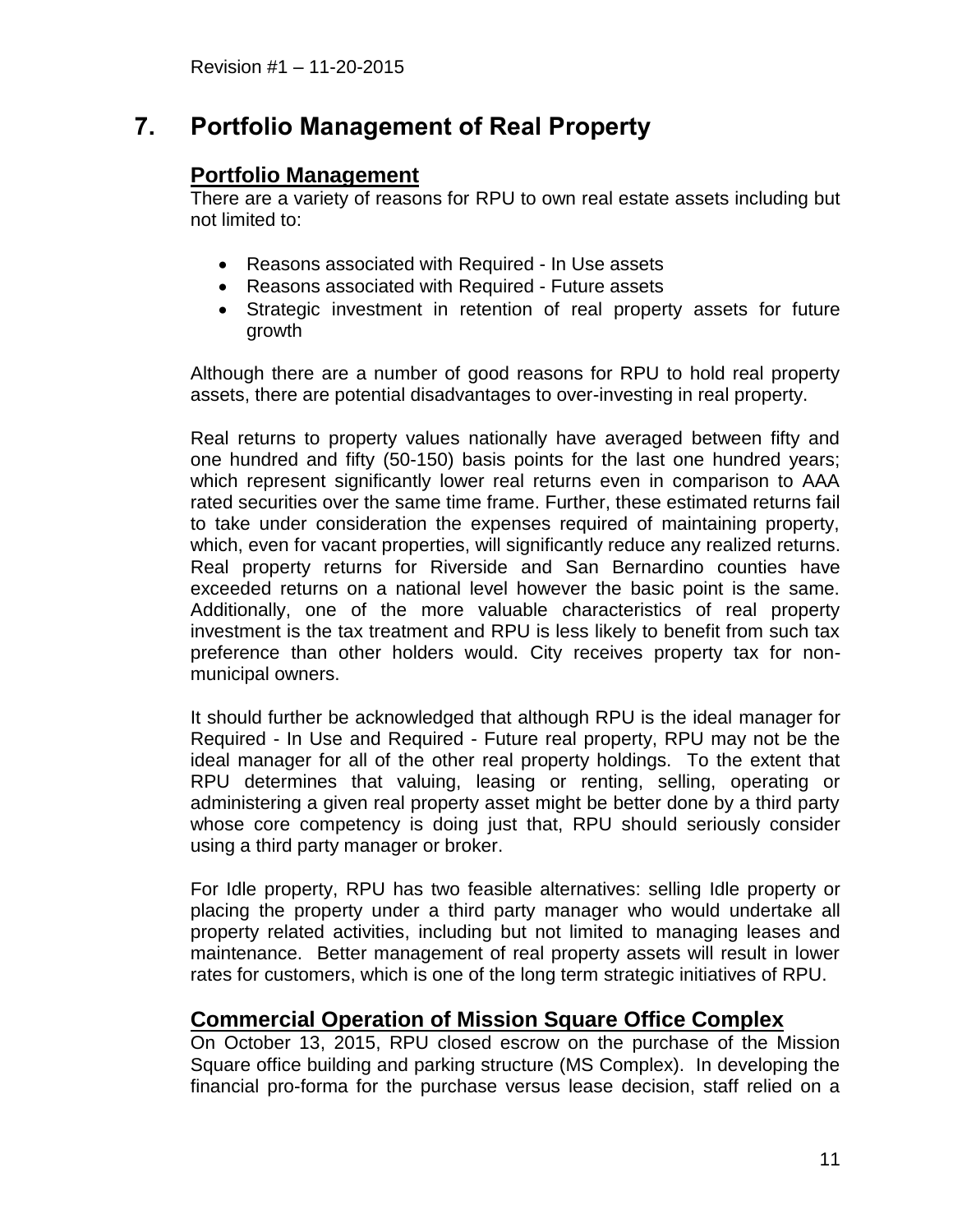Revision #1 – 11-20-2015

# 7. Portfolio Management of Real Property

## Portfolio Management

There are a variety of reasons for RPU to own real estate assets including but not limited to:

- Reasons associated with Required - In Use assets
- Reasons associated with Required - Future assets
- Strategic investment in retention of real property assets for future growth

Although there are a number of good reasons for RPU to hold real property assets, there are potential disadvantages to over-investing in real property.

Real returns to property values nationally have averaged between fifty and one hundred and fifty (50-150) basis points for the last one hundred years; which represent significantly lower real returns even in comparison to AAA rated securities over the same time frame. Further, these estimated returns fail to take under consideration the expenses required of maintaining property, which, even for vacant properties, will significantly reduce any realized returns. Real property returns for Riverside and San Bernardino counties have exceeded returns on a national level however the basic point is the same. Additionally, one of the more valuable characteristics of real property investment is the tax treatment and RPU is less likely to benefit from such tax preference than other holders would. City receives property tax for non-municipal owners.

It should further be acknowledged that although RPU is the ideal manager for Required - In Use and Required - Future real property, RPU may not be the ideal manager for all of the other real property holdings. To the extent that RPU determines that valuing, leasing or renting, selling, operating or administering a given real property asset might be better done by a third party whose core competency is doing just that, RPU should seriously consider using a third party manager or broker.

For Idle property, RPU has two feasible alternatives: selling Idle property or placing the property under a third party manager who would undertake all property related activities, including but not limited to managing leases and maintenance. Better management of real property assets will result in lower rates for customers, which is one of the long term strategic initiatives of RPU.

## Commercial Operation of Mission Square Office Complex

On October 13, 2015, RPU closed escrow on the purchase of the Mission Square office building and parking structure (MS Complex). In developing the financial pro-forma for the purchase versus lease decision, staff relied on a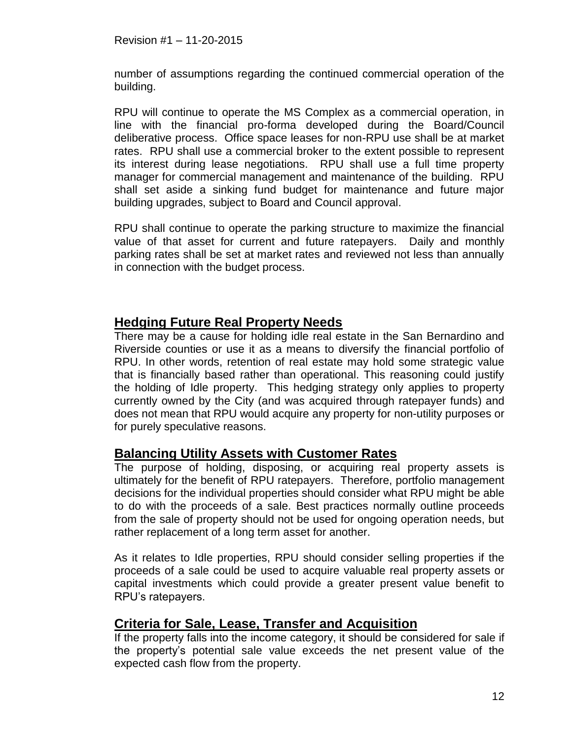number of assumptions regarding the continued commercial operation of the building.

RPU will continue to operate the MS Complex as a commercial operation, in line with the financial pro-forma developed during the Board/Council deliberative process. Office space leases for non-RPU use shall be at market rates. RPU shall use a commercial broker to the extent possible to represent its interest during lease negotiations. RPU shall use a full time property manager for commercial management and maintenance of the building. RPU shall set aside a sinking fund budget for maintenance and future major building upgrades, subject to Board and Council approval.

RPU shall continue to operate the parking structure to maximize the financial value of that asset for current and future ratepayers. Daily and monthly parking rates shall be set at market rates and reviewed not less than annually in connection with the budget process.

## Hedging Future Real Property Needs

There may be a cause for holding idle real estate in the San Bernardino and Riverside counties or use it as a means to diversify the financial portfolio of RPU. In other words, retention of real estate may hold some strategic value that is financially based rather than operational. This reasoning could justify the holding of Idle property. This hedging strategy only applies to property currently owned by the City (and was acquired through ratepayer funds) and does not mean that RPU would acquire any property for non-utility purposes or for purely speculative reasons.

## Balancing Utility Assets with Customer Rates

The purpose of holding, disposing, or acquiring real property assets is ultimately for the benefit of RPU ratepayers. Therefore, portfolio management decisions for the individual properties should consider what RPU might be able to do with the proceeds of a sale. Best practices normally outline proceeds from the sale of property should not be used for ongoing operation needs, but rather replacement of a long term asset for another.

As it relates to Idle properties, RPU should consider selling properties if the proceeds of a sale could be used to acquire valuable real property assets or capital investments which could provide a greater present value benefit to RPU's ratepayers.

## Criteria for Sale, Lease, Transfer and Acquisition

If the property falls into the income category, it should be considered for sale if the property's potential sale value exceeds the net present value of the expected cash flow from the property.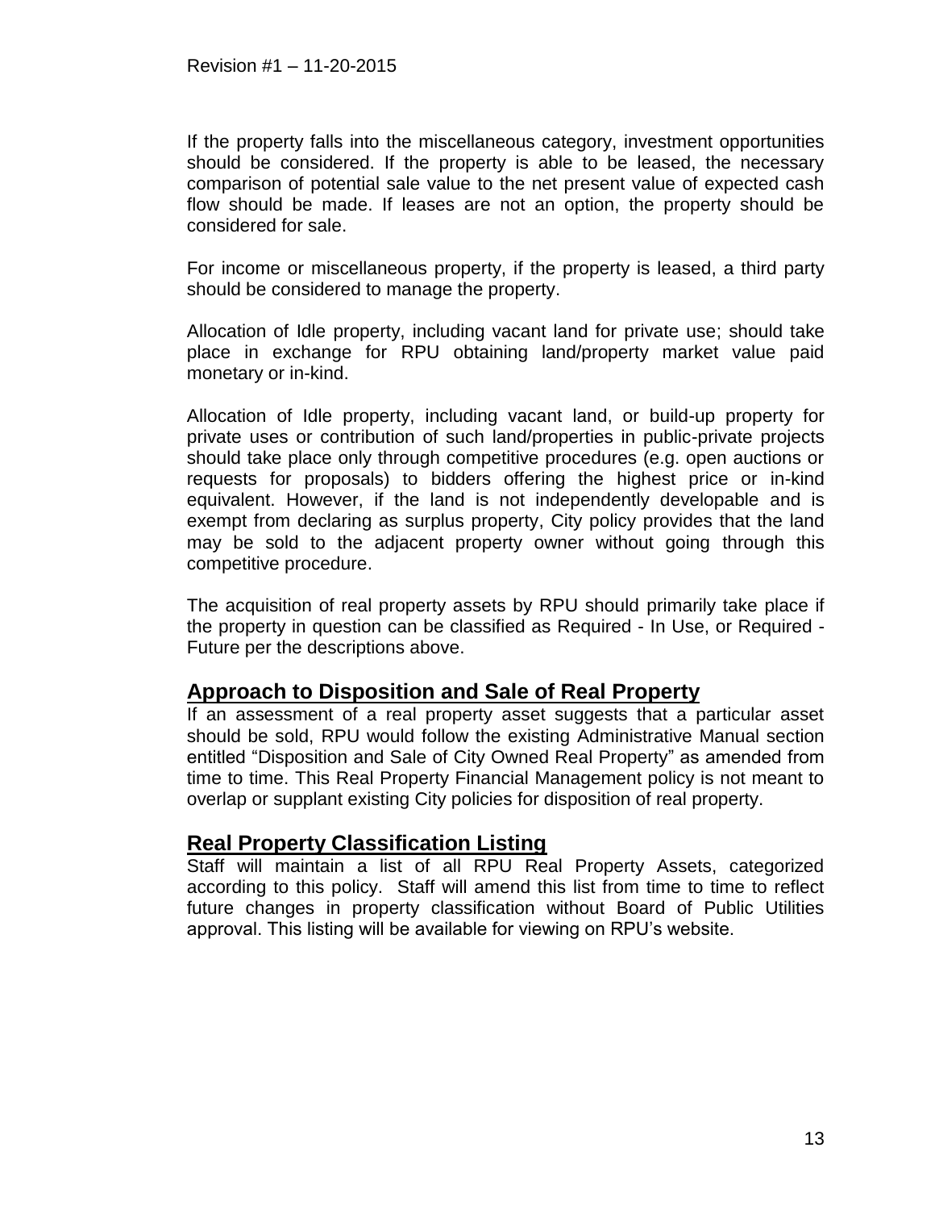If the property falls into the miscellaneous category, investment opportunities should be considered. If the property is able to be leased, the necessary comparison of potential sale value to the net present value of expected cash flow should be made. If leases are not an option, the property should be considered for sale.

For income or miscellaneous property, if the property is leased, a third party should be considered to manage the property.

Allocation of Idle property, including vacant land for private use; should take place in exchange for RPU obtaining land/property market value paid monetary or in-kind.

Allocation of Idle property, including vacant land, or build-up property for private uses or contribution of such land/properties in public-private projects should take place only through competitive procedures (e.g. open auctions or requests for proposals) to bidders offering the highest price or in-kind equivalent. However, if the land is not independently developable and is exempt from declaring as surplus property, City policy provides that the land may be sold to the adjacent property owner without going through this competitive procedure.

The acquisition of real property assets by RPU should primarily take place if the property in question can be classified as Required - In Use, or Required - Future per the descriptions above.

## Approach to Disposition and Sale of Real Property

If an assessment of a real property asset suggests that a particular asset should be sold, RPU would follow the existing Administrative Manual section entitled "Disposition and Sale of City Owned Real Property" as amended from time to time. This Real Property Financial Management policy is not meant to overlap or supplant existing City policies for disposition of real property.

## Real Property Classification Listing

Staff will maintain a list of all RPU Real Property Assets, categorized according to this policy. Staff will amend this list from time to time to reflect future changes in property classification without Board of Public Utilities approval. This listing will be available for viewing on RPU's website.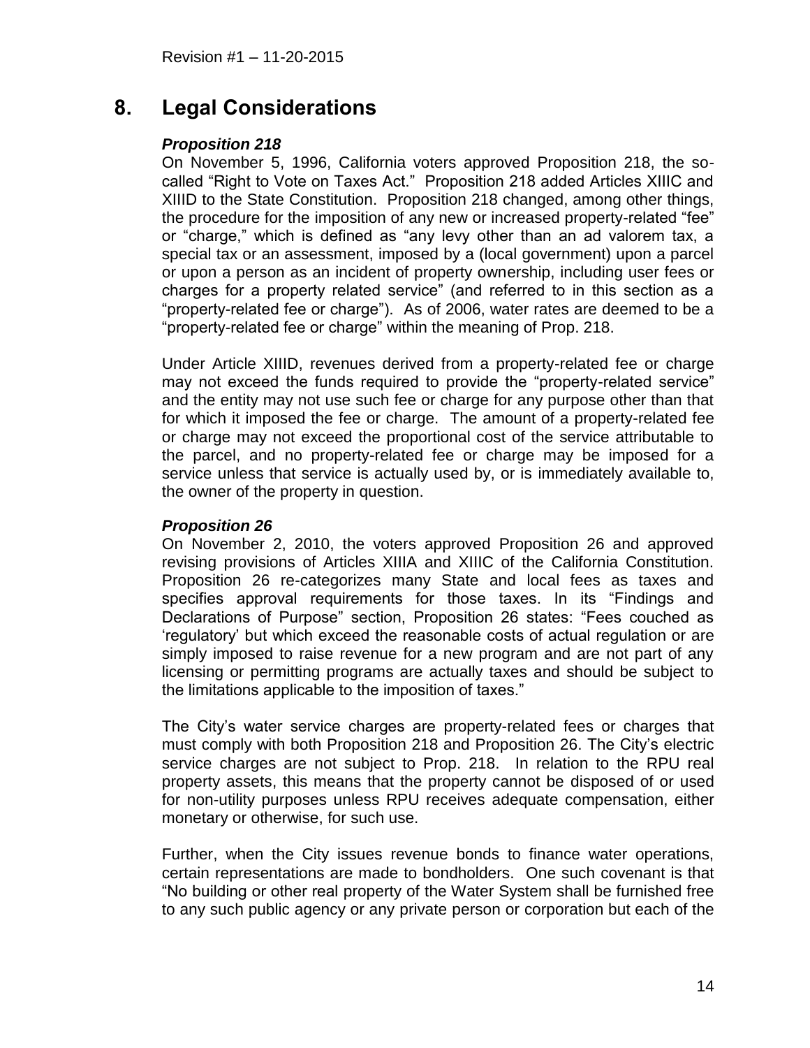## 8. Legal Considerations

### *Proposition 218*

On November 5, 1996, California voters approved Proposition 218, the so-called "Right to Vote on Taxes Act." Proposition 218 added Articles XIIIC and XIIID to the State Constitution. Proposition 218 changed, among other things, the procedure for the imposition of any new or increased property-related "fee" or "charge," which is defined as "any levy other than an ad valorem tax, a special tax or an assessment, imposed by a (local government) upon a parcel or upon a person as an incident of property ownership, including user fees or charges for a property related service" (and referred to in this section as a "property-related fee or charge"). As of 2006, water rates are deemed to be a "property-related fee or charge" within the meaning of Prop. 218.

Under Article XIIID, revenues derived from a property-related fee or charge may not exceed the funds required to provide the "property-related service" and the entity may not use such fee or charge for any purpose other than that for which it imposed the fee or charge. The amount of a property-related fee or charge may not exceed the proportional cost of the service attributable to the parcel, and no property-related fee or charge may be imposed for a service unless that service is actually used by, or is immediately available to, the owner of the property in question.

### *Proposition 26*

On November 2, 2010, the voters approved Proposition 26 and approved revising provisions of Articles XIIIA and XIIIC of the California Constitution. Proposition 26 re-categorizes many State and local fees as taxes and specifies approval requirements for those taxes. In its "Findings and Declarations of Purpose" section, Proposition 26 states: "Fees couched as 'regulatory' but which exceed the reasonable costs of actual regulation or are simply imposed to raise revenue for a new program and are not part of any licensing or permitting programs are actually taxes and should be subject to the limitations applicable to the imposition of taxes."

The City's water service charges are property-related fees or charges that must comply with both Proposition 218 and Proposition 26. The City's electric service charges are not subject to Prop. 218. In relation to the RPU real property assets, this means that the property cannot be disposed of or used for non-utility purposes unless RPU receives adequate compensation, either monetary or otherwise, for such use.

Further, when the City issues revenue bonds to finance water operations, certain representations are made to bondholders. One such covenant is that "No building or other real property of the Water System shall be furnished free to any such public agency or any private person or corporation but each of the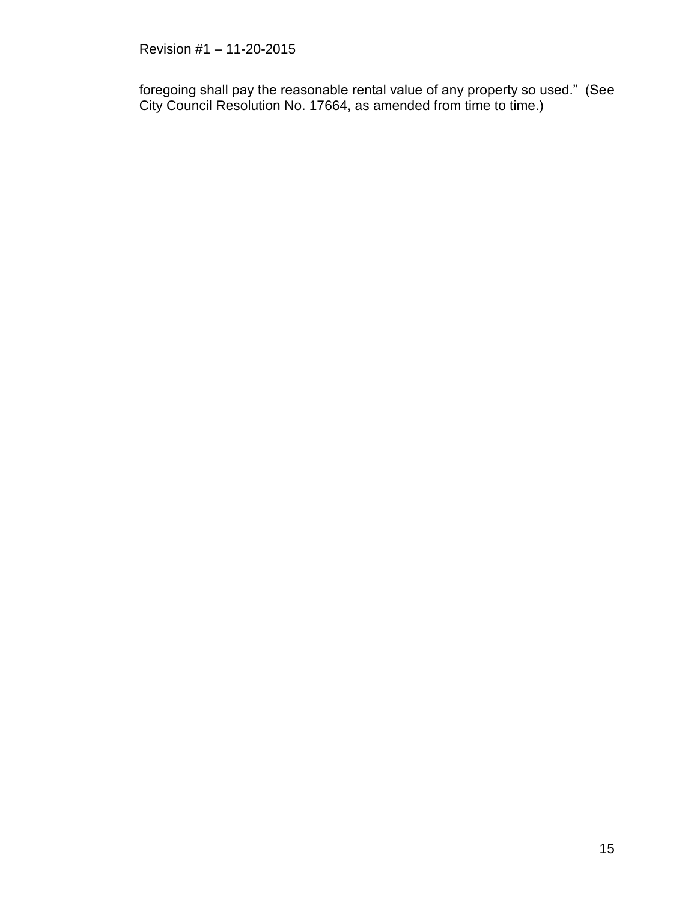foregoing shall pay the reasonable rental value of any property so used."  (See City Council Resolution No. 17664, as amended from time to time.)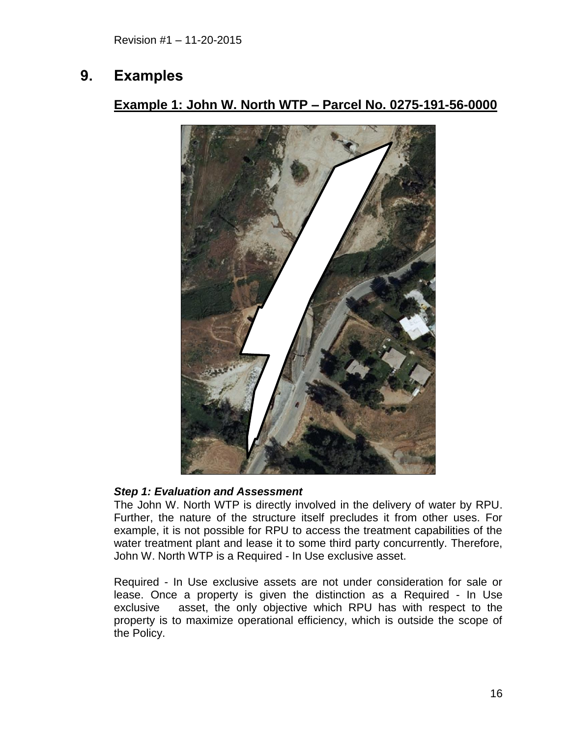## 9. Examples

### Example 1: John W. North WTP – Parcel No. 0275-191-56-0000

***Step 1: Evaluation and Assessment***

The John W. North WTP is directly involved in the delivery of water by RPU. Further, the nature of the structure itself precludes it from other uses. For example, it is not possible for RPU to access the treatment capabilities of the water treatment plant and lease it to some third party concurrently. Therefore, John W. North WTP is a Required - In Use exclusive asset.

Required - In Use exclusive assets are not under consideration for sale or lease. Once a property is given the distinction as a Required - In Use exclusive asset, the only objective which RPU has with respect to the property is to maximize operational efficiency, which is outside the scope of the Policy.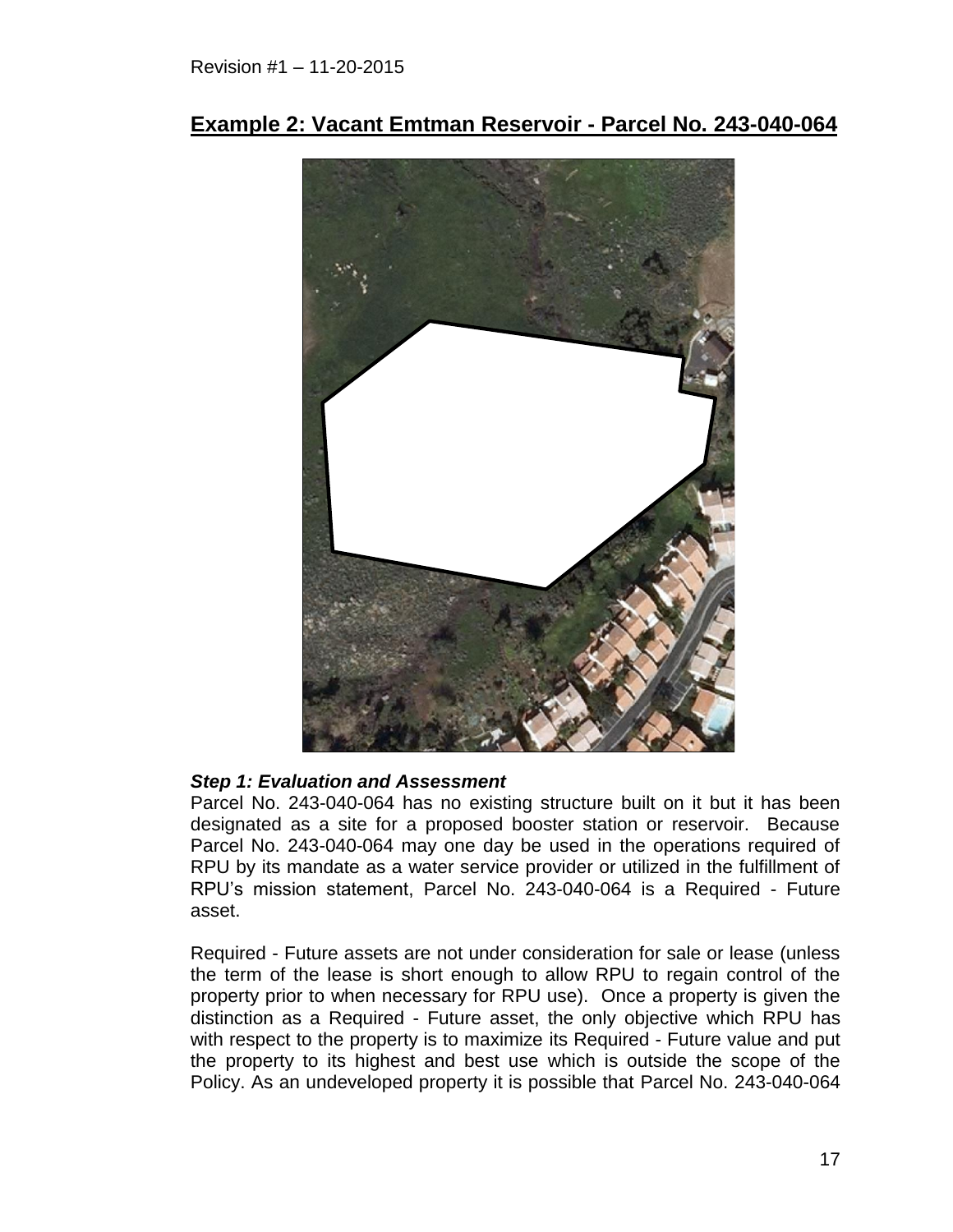Revision #1 – 11-20-2015

## Example 2: Vacant Emtman Reservoir - Parcel No. 243-040-064

***Step 1: Evaluation and Assessment***

Parcel No. 243-040-064 has no existing structure built on it but it has been designated as a site for a proposed booster station or reservoir. Because Parcel No. 243-040-064 may one day be used in the operations required of RPU by its mandate as a water service provider or utilized in the fulfillment of RPU's mission statement, Parcel No. 243-040-064 is a Required - Future asset.

Required - Future assets are not under consideration for sale or lease (unless the term of the lease is short enough to allow RPU to regain control of the property prior to when necessary for RPU use). Once a property is given the distinction as a Required - Future asset, the only objective which RPU has with respect to the property is to maximize its Required - Future value and put the property to its highest and best use which is outside the scope of the Policy. As an undeveloped property it is possible that Parcel No. 243-040-064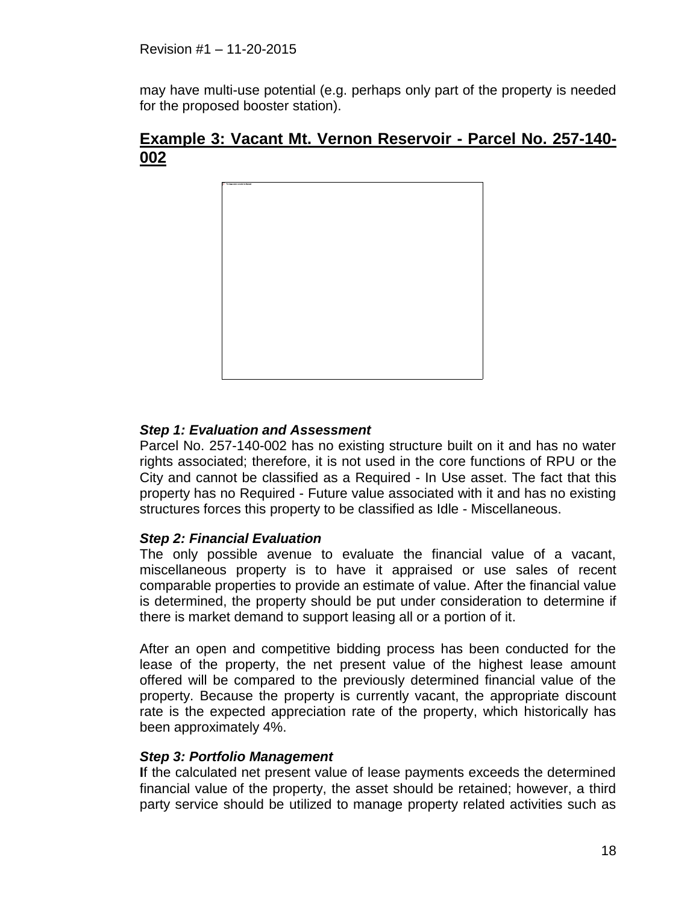may have multi-use potential (e.g. perhaps only part of the property is needed for the proposed booster station).

## Example 3: Vacant Mt. Vernon Reservoir - Parcel No. 257-140-002

***Step 1: Evaluation and Assessment***

Parcel No. 257-140-002 has no existing structure built on it and has no water rights associated; therefore, it is not used in the core functions of RPU or the City and cannot be classified as a Required - In Use asset. The fact that this property has no Required - Future value associated with it and has no existing structures forces this property to be classified as Idle - Miscellaneous.

***Step 2: Financial Evaluation***

The only possible avenue to evaluate the financial value of a vacant, miscellaneous property is to have it appraised or use sales of recent comparable properties to provide an estimate of value. After the financial value is determined, the property should be put under consideration to determine if there is market demand to support leasing all or a portion of it.

After an open and competitive bidding process has been conducted for the lease of the property, the net present value of the highest lease amount offered will be compared to the previously determined financial value of the property. Because the property is currently vacant, the appropriate discount rate is the expected appreciation rate of the property, which historically has been approximately 4%.

***Step 3: Portfolio Management***

**I**f the calculated net present value of lease payments exceeds the determined financial value of the property, the asset should be retained; however, a third party service should be utilized to manage property related activities such as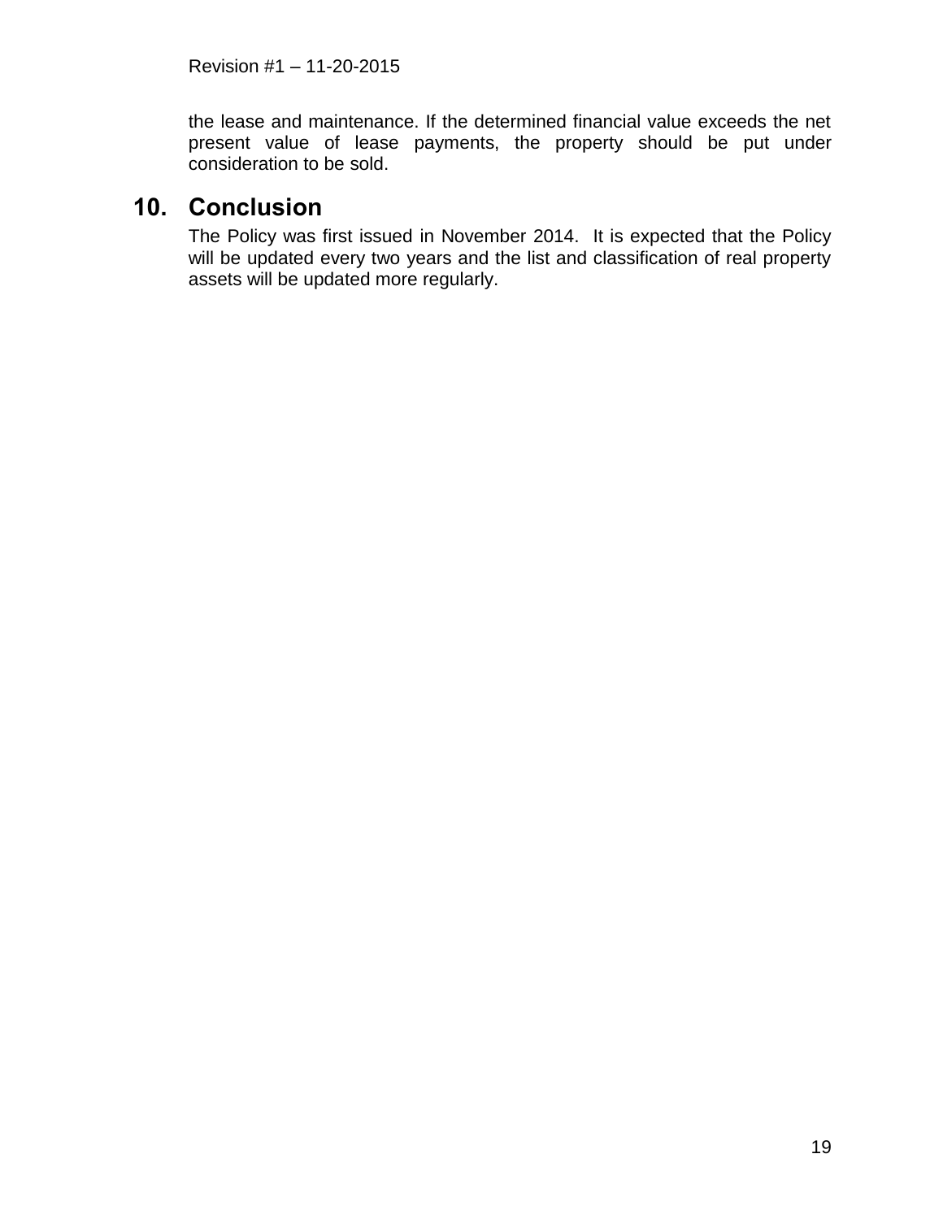the lease and maintenance. If the determined financial value exceeds the net present value of lease payments, the property should be put under consideration to be sold.

## 10. Conclusion

The Policy was first issued in November 2014. It is expected that the Policy will be updated every two years and the list and classification of real property assets will be updated more regularly.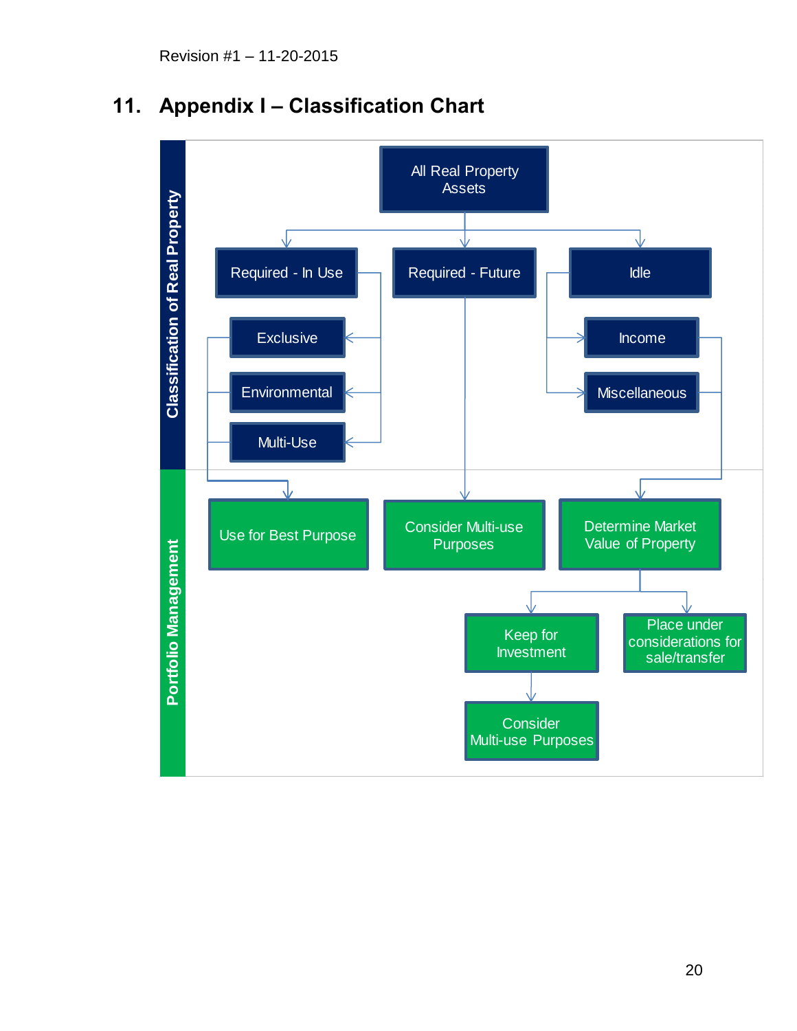Revision #1 – 11-20-2015

## 11. Appendix I – Classification Chart

Classification of Real Property

All Real Property Assets

Required - In Use

Required - Future

Idle

Exclusive

Environmental

Multi-Use

Income

Miscellaneous

Portfolio Management

Use for Best Purpose

Consider Multi-use Purposes

Determine Market Value of Property

Keep for Investment

Place under considerations for sale/transfer

Consider Multi-use Purposes